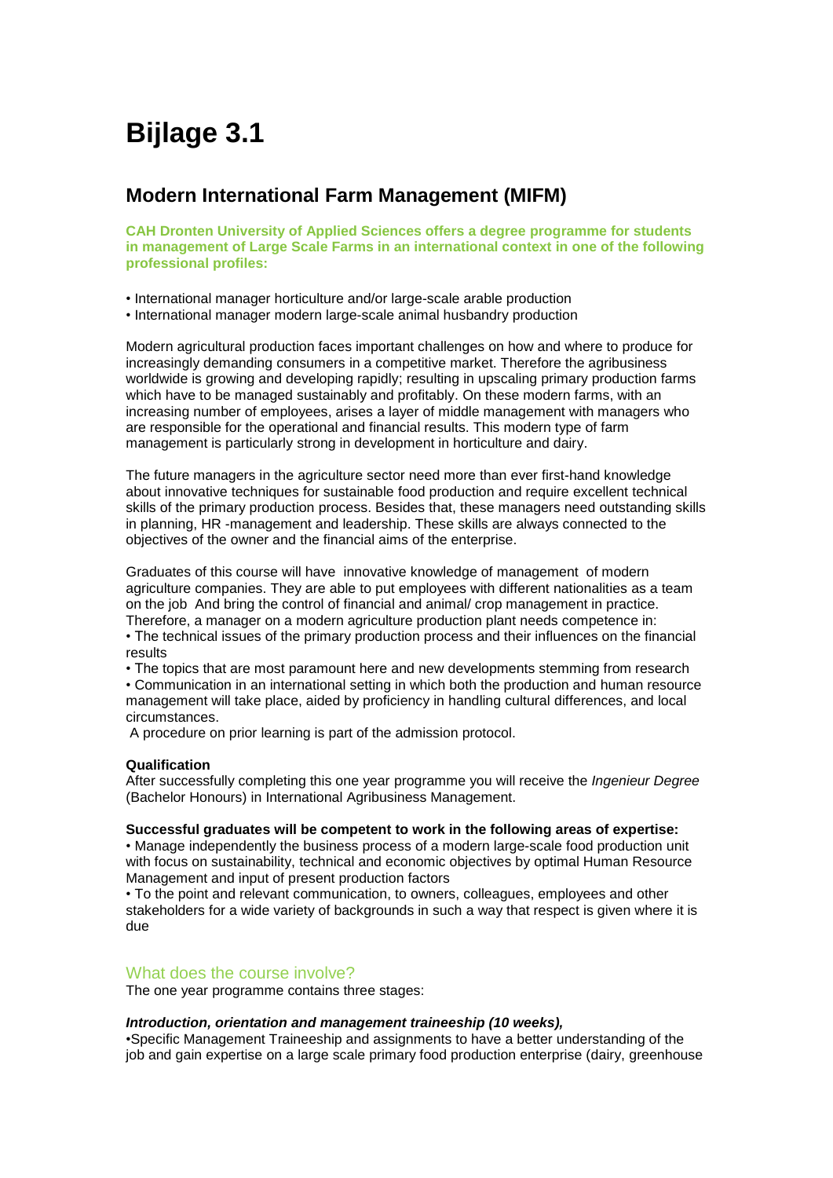# Bijlage 3.1

## Modern International Farm Management (MIFM)

**CAH Dronten University of Applied Sciences offers a degree programme for students in management of Large Scale Farms in an international context in one of the following professional profiles:**

- International manager horticulture and/or large-scale arable production
- International manager modern large-scale animal husbandry production

Modern agricultural production faces important challenges on how and where to produce for increasingly demanding consumers in a competitive market. Therefore the agribusiness worldwide is growing and developing rapidly; resulting in upscaling primary production farms which have to be managed sustainably and profitably. On these modern farms, with an increasing number of employees, arises a layer of middle management with managers who are responsible for the operational and financial results. This modern type of farm management is particularly strong in development in horticulture and dairy.

The future managers in the agriculture sector need more than ever first-hand knowledge about innovative techniques for sustainable food production and require excellent technical skills of the primary production process. Besides that, these managers need outstanding skills in planning, HR -management and leadership. These skills are always connected to the objectives of the owner and the financial aims of the enterprise.

Graduates of this course will have innovative knowledge of management of modern agriculture companies. They are able to put employees with different nationalities as a team on the job And bring the control of financial and animal/ crop management in practice. Therefore, a manager on a modern agriculture production plant needs competence in:

- The technical issues of the primary production process and their influences on the financial results
- The topics that are most paramount here and new developments stemming from research
- Communication in an international setting in which both the production and human resource management will take place, aided by proficiency in handling cultural differences, and local circumstances.

A procedure on prior learning is part of the admission protocol.

**Qualification**

After successfully completing this one year programme you will receive the *Ingenieur Degree* (Bachelor Honours) in International Agribusiness Management.

**Successful graduates will be competent to work in the following areas of expertise:**

- Manage independently the business process of a modern large-scale food production unit with focus on sustainability, technical and economic objectives by optimal Human Resource Management and input of present production factors
- To the point and relevant communication, to owners, colleagues, employees and other stakeholders for a wide variety of backgrounds in such a way that respect is given where it is due

### What does the course involve?

The one year programme contains three stages:

***Introduction, orientation and management traineeship (10 weeks),***

- Specific Management Traineeship and assignments to have a better understanding of the job and gain expertise on a large scale primary food production enterprise (dairy, greenhouse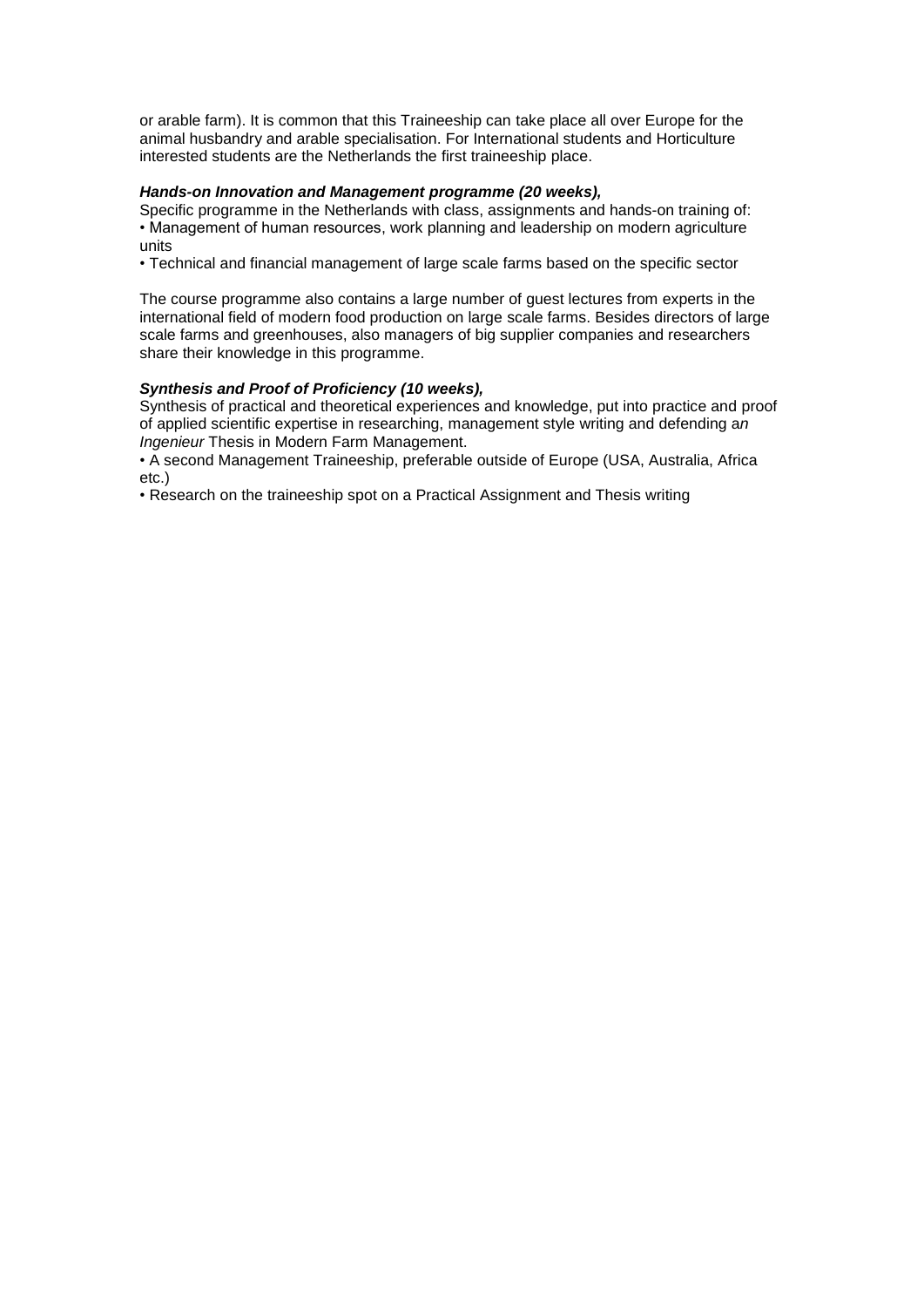or arable farm). It is common that this Traineeship can take place all over Europe for the animal husbandry and arable specialisation. For International students and Horticulture interested students are the Netherlands the first traineeship place.

***Hands-on Innovation and Management programme (20 weeks),***

Specific programme in the Netherlands with class, assignments and hands-on training of:

- Management of human resources, work planning and leadership on modern agriculture units
- Technical and financial management of large scale farms based on the specific sector

The course programme also contains a large number of guest lectures from experts in the international field of modern food production on large scale farms. Besides directors of large scale farms and greenhouses, also managers of big supplier companies and researchers share their knowledge in this programme.

***Synthesis and Proof of Proficiency (10 weeks),***

Synthesis of practical and theoretical experiences and knowledge, put into practice and proof of applied scientific expertise in researching, management style writing and defending a*n Ingenieur* Thesis in Modern Farm Management.

- A second Management Traineeship, preferable outside of Europe (USA, Australia, Africa etc.)
- Research on the traineeship spot on a Practical Assignment and Thesis writing